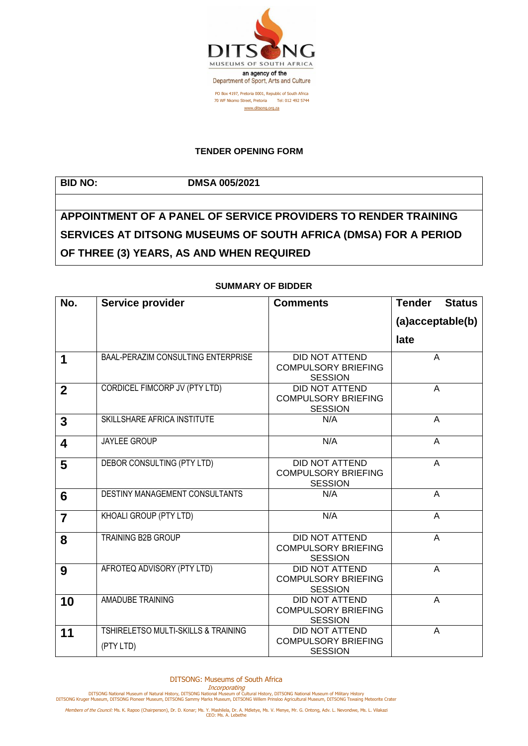DITSONG MUSEUMS OF SOUTH AFRICA

an agency of the Department of Sport, Arts and Culture

PO Box 4197, Pretoria 0001, Republic of South Africa
70 WF Nkomo Street, Pretoria Tel: 012 492 5744
www.ditsong.org.za

**TENDER OPENING FORM**

| **BID NO:** | **DMSA 005/2021** |
|---|---|
| | |
| **APPOINTMENT OF A PANEL OF SERVICE PROVIDERS TO RENDER TRAINING SERVICES AT DITSONG MUSEUMS OF SOUTH AFRICA (DMSA) FOR A PERIOD OF THREE (3) YEARS, AS AND WHEN REQUIRED** | |

**SUMMARY OF BIDDER**

| No. | Service provider | Comments | Tender Status (a)acceptable(b) late |
|---|---|---|---|
| 1 | BAAL-PERAZIM CONSULTING ENTERPRISE | DID NOT ATTEND COMPULSORY BRIEFING SESSION | A |
| 2 | CORDICEL FIMCORP JV (PTY LTD) | DID NOT ATTEND COMPULSORY BRIEFING SESSION | A |
| 3 | SKILLSHARE AFRICA INSTITUTE | N/A | A |
| 4 | JAYLEE GROUP | N/A | A |
| 5 | DEBOR CONSULTING (PTY LTD) | DID NOT ATTEND COMPULSORY BRIEFING SESSION | A |
| 6 | DESTINY MANAGEMENT CONSULTANTS | N/A | A |
| 7 | KHOALI GROUP (PTY LTD) | N/A | A |
| 8 | TRAINING B2B GROUP | DID NOT ATTEND COMPULSORY BRIEFING SESSION | A |
| 9 | AFROTEQ ADVISORY (PTY LTD) | DID NOT ATTEND COMPULSORY BRIEFING SESSION | A |
| 10 | AMADUBE TRAINING | DID NOT ATTEND COMPULSORY BRIEFING SESSION | A |
| 11 | TSHIRELETSO MULTI-SKILLS & TRAINING (PTY LTD) | DID NOT ATTEND COMPULSORY BRIEFING SESSION | A |

DITSONG: Museums of South Africa

*Incorporating*

DITSONG National Museum of Natural History, DITSONG National Museum of Cultural History, DITSONG National Museum of Military History
DITSONG Kruger Museum, DITSONG Pioneer Museum, DITSONG Sammy Marks Museum, DITSONG Willem Prinsloo Agricultural Museum, DITSONG Tswaing Meteorite Crater

*Members of the Council:* Ms. K. Rapoo (Chairperson), Dr. D. Konar; Ms. Y. Mashilela, Dr. A. Mdletye, Ms. V. Menye, Mr. G. Ontong, Adv. L. Nevondwe, Ms. L. Vilakazi
CEO: Ms. A. Lebethe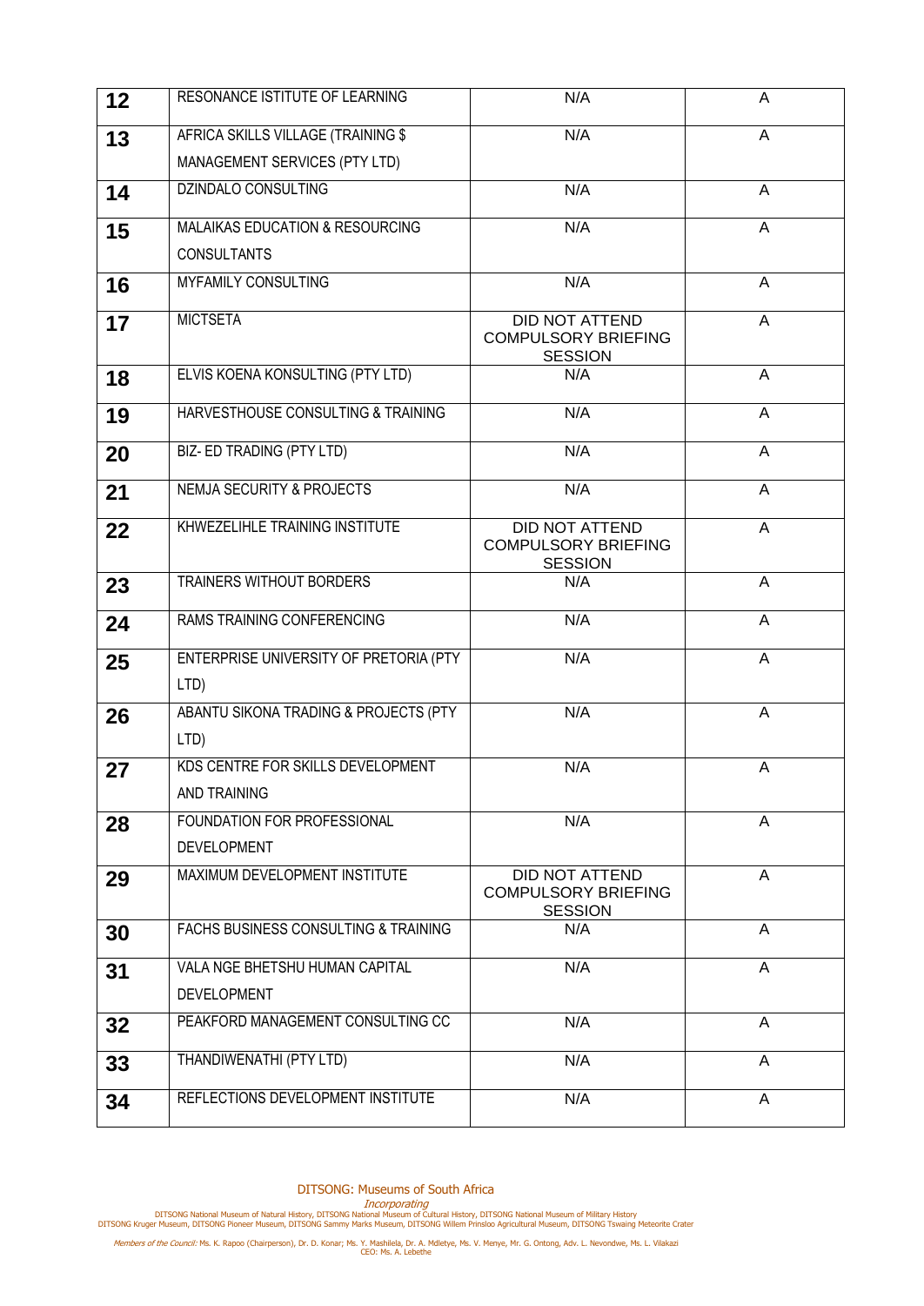| | | | |
|---|---|---|---|
| **12** | RESONANCE ISTITUTE OF LEARNING | N/A | A |
| **13** | AFRICA SKILLS VILLAGE (TRAINING $ MANAGEMENT SERVICES (PTY LTD) | N/A | A |
| **14** | DZINDALO CONSULTING | N/A | A |
| **15** | MALAIKAS EDUCATION & RESOURCING CONSULTANTS | N/A | A |
| **16** | MYFAMILY CONSULTING | N/A | A |
| **17** | MICTSETA | DID NOT ATTEND COMPULSORY BRIEFING SESSION | A |
| **18** | ELVIS KOENA KONSULTING (PTY LTD) | N/A | A |
| **19** | HARVESTHOUSE CONSULTING & TRAINING | N/A | A |
| **20** | BIZ- ED TRADING (PTY LTD) | N/A | A |
| **21** | NEMJA SECURITY & PROJECTS | N/A | A |
| **22** | KHWEZELIHLE TRAINING INSTITUTE | DID NOT ATTEND COMPULSORY BRIEFING SESSION | A |
| **23** | TRAINERS WITHOUT BORDERS | N/A | A |
| **24** | RAMS TRAINING CONFERENCING | N/A | A |
| **25** | ENTERPRISE UNIVERSITY OF PRETORIA (PTY LTD) | N/A | A |
| **26** | ABANTU SIKONA TRADING & PROJECTS (PTY LTD) | N/A | A |
| **27** | KDS CENTRE FOR SKILLS DEVELOPMENT AND TRAINING | N/A | A |
| **28** | FOUNDATION FOR PROFESSIONAL DEVELOPMENT | N/A | A |
| **29** | MAXIMUM DEVELOPMENT INSTITUTE | DID NOT ATTEND COMPULSORY BRIEFING SESSION | A |
| **30** | FACHS BUSINESS CONSULTING & TRAINING | N/A | A |
| **31** | VALA NGE BHETSHU HUMAN CAPITAL DEVELOPMENT | N/A | A |
| **32** | PEAKFORD MANAGEMENT CONSULTING CC | N/A | A |
| **33** | THANDIWENATHI (PTY LTD) | N/A | A |
| **34** | REFLECTIONS DEVELOPMENT INSTITUTE | N/A | A |